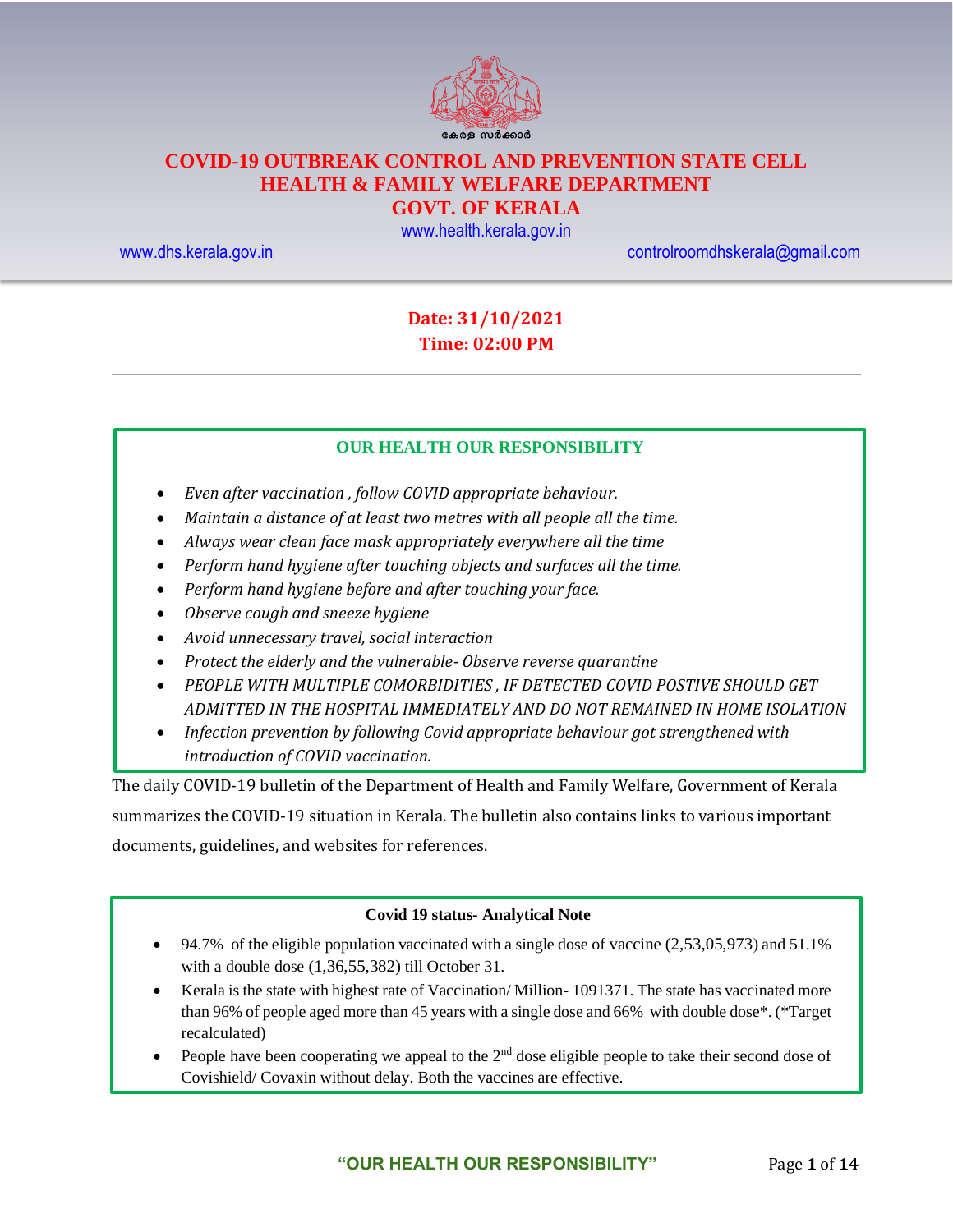കേരള സർക്കാർ

# COVID-19 OUTBREAK CONTROL AND PREVENTION STATE CELL
# HEALTH & FAMILY WELFARE DEPARTMENT
# GOVT. OF KERALA

www.health.kerala.gov.in

www.dhs.kerala.gov.in controlroomdhskerala@gmail.com

**Date: 31/10/2021**
**Time: 02:00 PM**

---

**OUR HEALTH OUR RESPONSIBILITY**

- *Even after vaccination , follow COVID appropriate behaviour.*
- *Maintain a distance of at least two metres with all people all the time.*
- *Always wear clean face mask appropriately everywhere all the time*
- *Perform hand hygiene after touching objects and surfaces all the time.*
- *Perform hand hygiene before and after touching your face.*
- *Observe cough and sneeze hygiene*
- *Avoid unnecessary travel, social interaction*
- *Protect the elderly and the vulnerable- Observe reverse quarantine*
- *PEOPLE WITH MULTIPLE COMORBIDITIES , IF DETECTED COVID POSTIVE SHOULD GET ADMITTED IN THE HOSPITAL IMMEDIATELY AND DO NOT REMAINED IN HOME ISOLATION*
- *Infection prevention by following Covid appropriate behaviour got strengthened with introduction of COVID vaccination.*

The daily COVID-19 bulletin of the Department of Health and Family Welfare, Government of Kerala summarizes the COVID-19 situation in Kerala. The bulletin also contains links to various important documents, guidelines, and websites for references.

**Covid 19 status- Analytical Note**

- 94.7% of the eligible population vaccinated with a single dose of vaccine (2,53,05,973) and 51.1% with a double dose (1,36,55,382) till October 31.
- Kerala is the state with highest rate of Vaccination/ Million- 1091371. The state has vaccinated more than 96% of people aged more than 45 years with a single dose and 66% with double dose*. (*Target recalculated)
- People have been cooperating we appeal to the 2nd dose eligible people to take their second dose of Covishield/ Covaxin without delay. Both the vaccines are effective.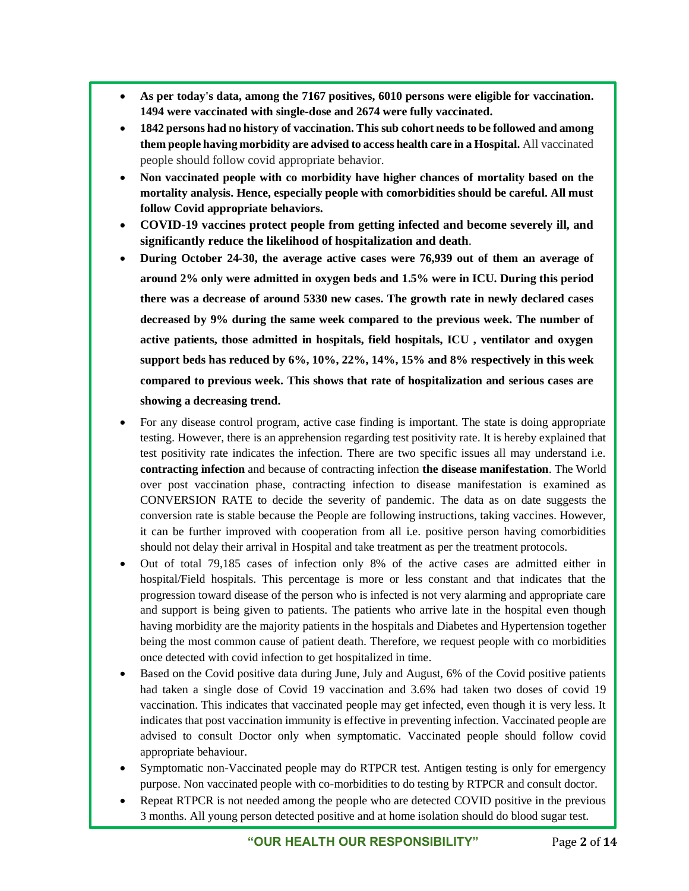- **As per today's data, among the 7167 positives, 6010 persons were eligible for vaccination. 1494 were vaccinated with single-dose and 2674 were fully vaccinated.**
- **1842 persons had no history of vaccination. This sub cohort needs to be followed and among them people having morbidity are advised to access health care in a Hospital.** All vaccinated people should follow covid appropriate behavior.
- **Non vaccinated people with co morbidity have higher chances of mortality based on the mortality analysis. Hence, especially people with comorbidities should be careful. All must follow Covid appropriate behaviors.**
- **COVID-19 vaccines protect people from getting infected and become severely ill, and significantly reduce the likelihood of hospitalization and death**.
- **During October 24-30, the average active cases were 76,939 out of them an average of around 2% only were admitted in oxygen beds and 1.5% were in ICU. During this period there was a decrease of around 5330 new cases. The growth rate in newly declared cases decreased by 9% during the same week compared to the previous week. The number of active patients, those admitted in hospitals, field hospitals, ICU , ventilator and oxygen support beds has reduced by 6%, 10%, 22%, 14%, 15% and 8% respectively in this week compared to previous week. This shows that rate of hospitalization and serious cases are showing a decreasing trend.**
- For any disease control program, active case finding is important. The state is doing appropriate testing. However, there is an apprehension regarding test positivity rate. It is hereby explained that test positivity rate indicates the infection. There are two specific issues all may understand i.e. **contracting infection** and because of contracting infection **the disease manifestation**. The World over post vaccination phase, contracting infection to disease manifestation is examined as CONVERSION RATE to decide the severity of pandemic. The data as on date suggests the conversion rate is stable because the People are following instructions, taking vaccines. However, it can be further improved with cooperation from all i.e. positive person having comorbidities should not delay their arrival in Hospital and take treatment as per the treatment protocols.
- Out of total 79,185 cases of infection only 8% of the active cases are admitted either in hospital/Field hospitals. This percentage is more or less constant and that indicates that the progression toward disease of the person who is infected is not very alarming and appropriate care and support is being given to patients. The patients who arrive late in the hospital even though having morbidity are the majority patients in the hospitals and Diabetes and Hypertension together being the most common cause of patient death. Therefore, we request people with co morbidities once detected with covid infection to get hospitalized in time.
- Based on the Covid positive data during June, July and August, 6% of the Covid positive patients had taken a single dose of Covid 19 vaccination and 3.6% had taken two doses of covid 19 vaccination. This indicates that vaccinated people may get infected, even though it is very less. It indicates that post vaccination immunity is effective in preventing infection. Vaccinated people are advised to consult Doctor only when symptomatic. Vaccinated people should follow covid appropriate behaviour.
- Symptomatic non-Vaccinated people may do RTPCR test. Antigen testing is only for emergency purpose. Non vaccinated people with co-morbidities to do testing by RTPCR and consult doctor.
- Repeat RTPCR is not needed among the people who are detected COVID positive in the previous 3 months. All young person detected positive and at home isolation should do blood sugar test.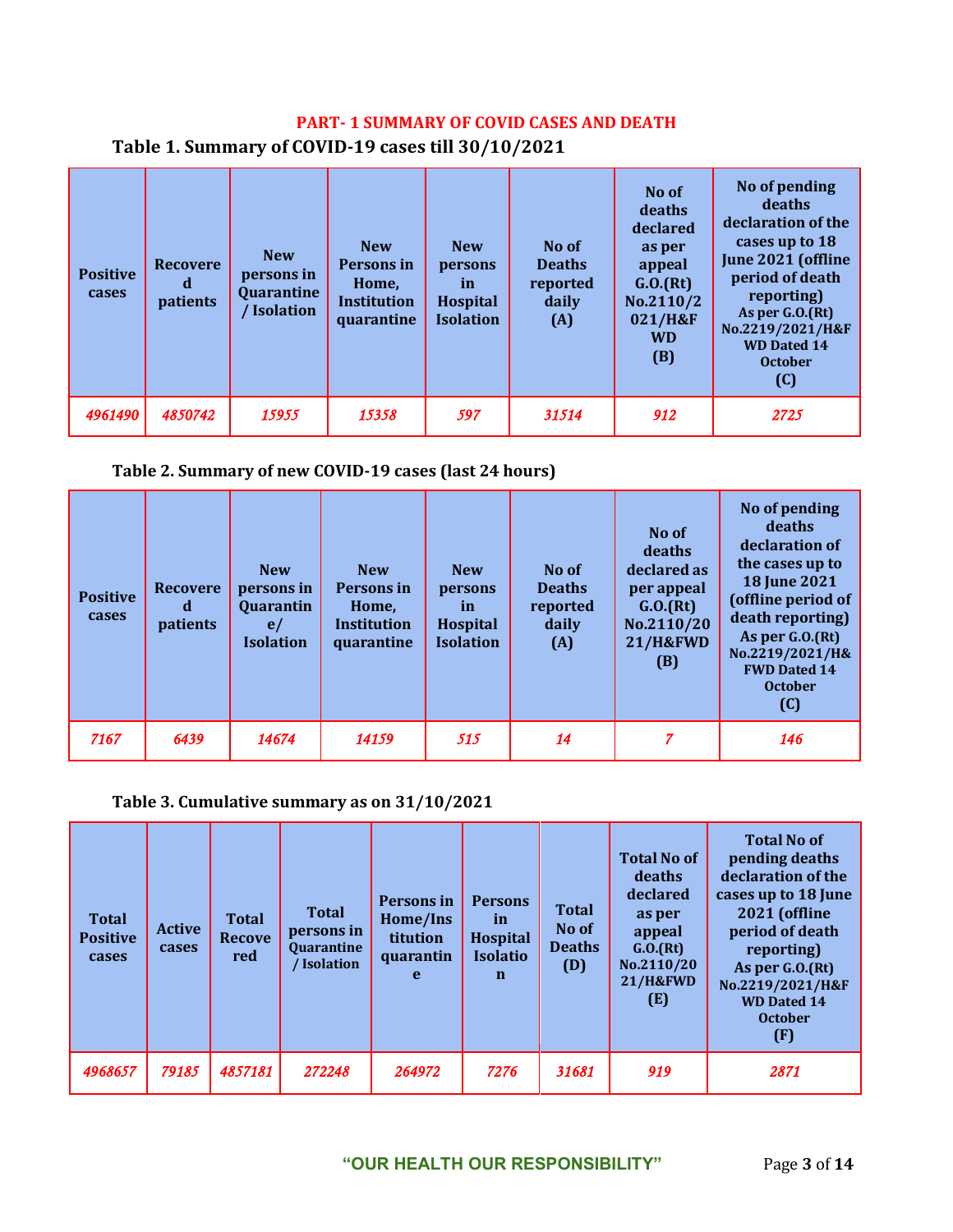## PART- 1 SUMMARY OF COVID CASES AND DEATH

### Table 1. Summary of COVID-19 cases till 30/10/2021

| Positive cases | Recovered patients | New persons in Quarantine / Isolation | New Persons in Home, Institution quarantine | New persons in Hospital Isolation | No of Deaths reported daily (A) | No of deaths declared as per appeal G.O.(Rt) No.2110/2021/H&FWD (B) | No of pending deaths declaration of the cases up to 18 June 2021 (offline period of death reporting) As per G.O.(Rt) No.2219/2021/H&FWD Dated 14 October (C) |
|---|---|---|---|---|---|---|---|
| *4961490* | *4850742* | *15955* | *15358* | *597* | *31514* | *912* | *2725* |

### Table 2. Summary of new COVID-19 cases (last 24 hours)

| Positive cases | Recovered patients | New persons in Quarantine/ Isolation | New Persons in Home, Institution quarantine | New persons in Hospital Isolation | No of Deaths reported daily (A) | No of deaths declared as per appeal G.O.(Rt) No.2110/2021/H&FWD (B) | No of pending deaths declaration of the cases up to 18 June 2021 (offline period of death reporting) As per G.O.(Rt) No.2219/2021/H&FWD Dated 14 October (C) |
|---|---|---|---|---|---|---|---|
| *7167* | *6439* | *14674* | *14159* | *515* | *14* | *7* | *146* |

### Table 3. Cumulative summary as on 31/10/2021

| Total Positive cases | Active cases | Total Recovered | Total persons in Quarantine / Isolation | Persons in Home/Institution quarantine | Persons in Hospital Isolation | Total No of Deaths (D) | Total No of deaths declared as per appeal G.O.(Rt) No.2110/2021/H&FWD (E) | Total No of pending deaths declaration of the cases up to 18 June 2021 (offline period of death reporting) As per G.O.(Rt) No.2219/2021/H&FWD Dated 14 October (F) |
|---|---|---|---|---|---|---|---|---|
| *4968657* | *79185* | *4857181* | *272248* | *264972* | *7276* | *31681* | *919* | *2871* |

"OUR HEALTH OUR RESPONSIBILITY"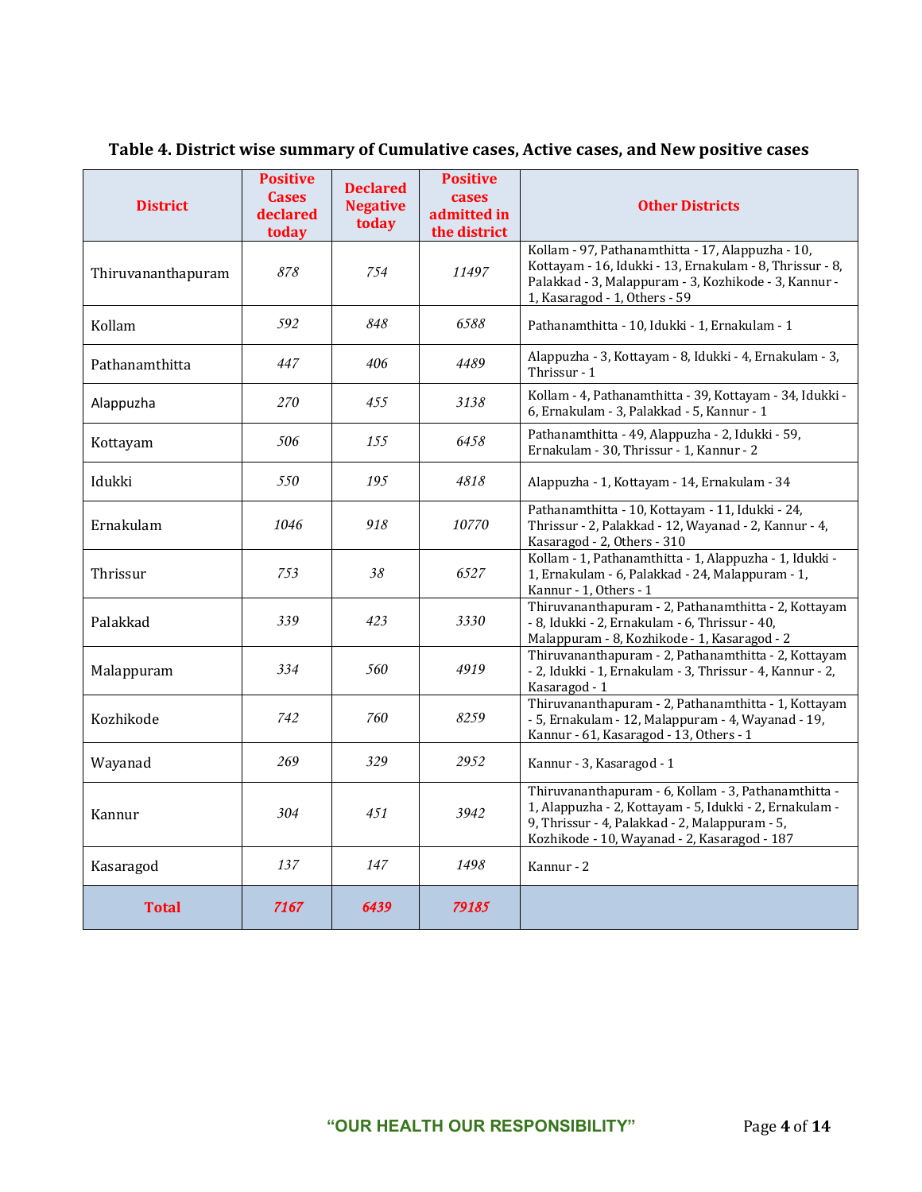**Table 4. District wise summary of Cumulative cases, Active cases, and New positive cases**

| District | Positive Cases declared today | Declared Negative today | Positive cases admitted in the district | Other Districts |
|---|---|---|---|---|
| Thiruvananthapuram | 878 | 754 | 11497 | Kollam - 97, Pathanamthitta - 17, Alappuzha - 10, Kottayam - 16, Idukki - 13, Ernakulam - 8, Thrissur - 8, Palakkad - 3, Malappuram - 3, Kozhikode - 3, Kannur - 1, Kasaragod - 1, Others - 59 |
| Kollam | 592 | 848 | 6588 | Pathanamthitta - 10, Idukki - 1, Ernakulam - 1 |
| Pathanamthitta | 447 | 406 | 4489 | Alappuzha - 3, Kottayam - 8, Idukki - 4, Ernakulam - 3, Thrissur - 1 |
| Alappuzha | 270 | 455 | 3138 | Kollam - 4, Pathanamthitta - 39, Kottayam - 34, Idukki - 6, Ernakulam - 3, Palakkad - 5, Kannur - 1 |
| Kottayam | 506 | 155 | 6458 | Pathanamthitta - 49, Alappuzha - 2, Idukki - 59, Ernakulam - 30, Thrissur - 1, Kannur - 2 |
| Idukki | 550 | 195 | 4818 | Alappuzha - 1, Kottayam - 14, Ernakulam - 34 |
| Ernakulam | 1046 | 918 | 10770 | Pathanamthitta - 10, Kottayam - 11, Idukki - 24, Thrissur - 2, Palakkad - 12, Wayanad - 2, Kannur - 4, Kasaragod - 2, Others - 310 |
| Thrissur | 753 | 38 | 6527 | Kollam - 1, Pathanamthitta - 1, Alappuzha - 1, Idukki - 1, Ernakulam - 6, Palakkad - 24, Malappuram - 1, Kannur - 1, Others - 1 |
| Palakkad | 339 | 423 | 3330 | Thiruvananthapuram - 2, Pathanamthitta - 2, Kottayam - 8, Idukki - 2, Ernakulam - 6, Thrissur - 40, Malappuram - 8, Kozhikode - 1, Kasaragod - 2 |
| Malappuram | 334 | 560 | 4919 | Thiruvananthapuram - 2, Pathanamthitta - 2, Kottayam - 2, Idukki - 1, Ernakulam - 3, Thrissur - 4, Kannur - 2, Kasaragod - 1 |
| Kozhikode | 742 | 760 | 8259 | Thiruvananthapuram - 2, Pathanamthitta - 1, Kottayam - 5, Ernakulam - 12, Malappuram - 4, Wayanad - 19, Kannur - 61, Kasaragod - 13, Others - 1 |
| Wayanad | 269 | 329 | 2952 | Kannur - 3, Kasaragod - 1 |
| Kannur | 304 | 451 | 3942 | Thiruvananthapuram - 6, Kollam - 3, Pathanamthitta - 1, Alappuzha - 2, Kottayam - 5, Idukki - 2, Ernakulam - 9, Thrissur - 4, Palakkad - 2, Malappuram - 5, Kozhikode - 10, Wayanad - 2, Kasaragod - 187 |
| Kasaragod | 137 | 147 | 1498 | Kannur - 2 |
| **Total** | **7167** | **6439** | **79185** | |

**"OUR HEALTH OUR RESPONSIBILITY"**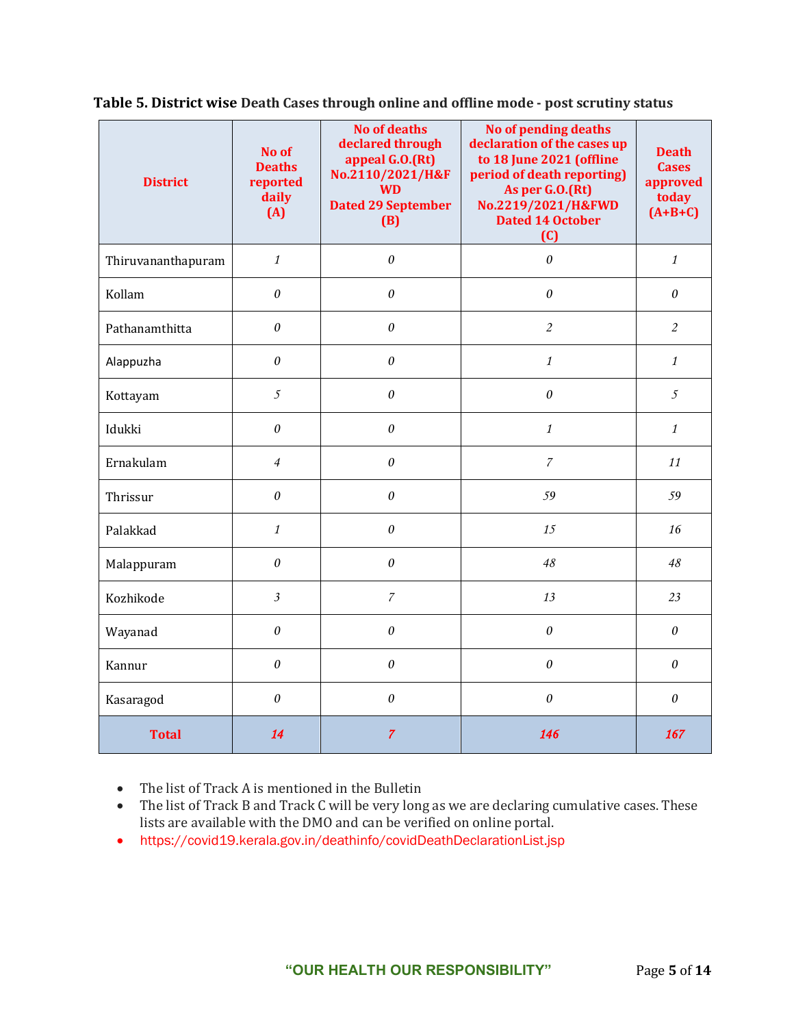**Table 5. District wise** Death Cases through online and offline mode - post scrutiny status

| District | No of Deaths reported daily (A) | No of deaths declared through appeal G.O.(Rt) No.2110/2021/H&FWD Dated 29 September (B) | No of pending deaths declaration of the cases up to 18 June 2021 (offline period of death reporting) As per G.O.(Rt) No.2219/2021/H&FWD Dated 14 October (C) | Death Cases approved today (A+B+C) |
|---|---|---|---|---|
| Thiruvananthapuram | 1 | 0 | 0 | 1 |
| Kollam | 0 | 0 | 0 | 0 |
| Pathanamthitta | 0 | 0 | 2 | 2 |
| Alappuzha | 0 | 0 | 1 | 1 |
| Kottayam | 5 | 0 | 0 | 5 |
| Idukki | 0 | 0 | 1 | 1 |
| Ernakulam | 4 | 0 | 7 | 11 |
| Thrissur | 0 | 0 | 59 | 59 |
| Palakkad | 1 | 0 | 15 | 16 |
| Malappuram | 0 | 0 | 48 | 48 |
| Kozhikode | 3 | 7 | 13 | 23 |
| Wayanad | 0 | 0 | 0 | 0 |
| Kannur | 0 | 0 | 0 | 0 |
| Kasaragod | 0 | 0 | 0 | 0 |
| **Total** | **14** | **7** | **146** | **167** |

- The list of Track A is mentioned in the Bulletin
- The list of Track B and Track C will be very long as we are declaring cumulative cases. These lists are available with the DMO and can be verified on online portal.
- https://covid19.kerala.gov.in/deathinfo/covidDeathDeclarationList.jsp

"OUR HEALTH OUR RESPONSIBILITY"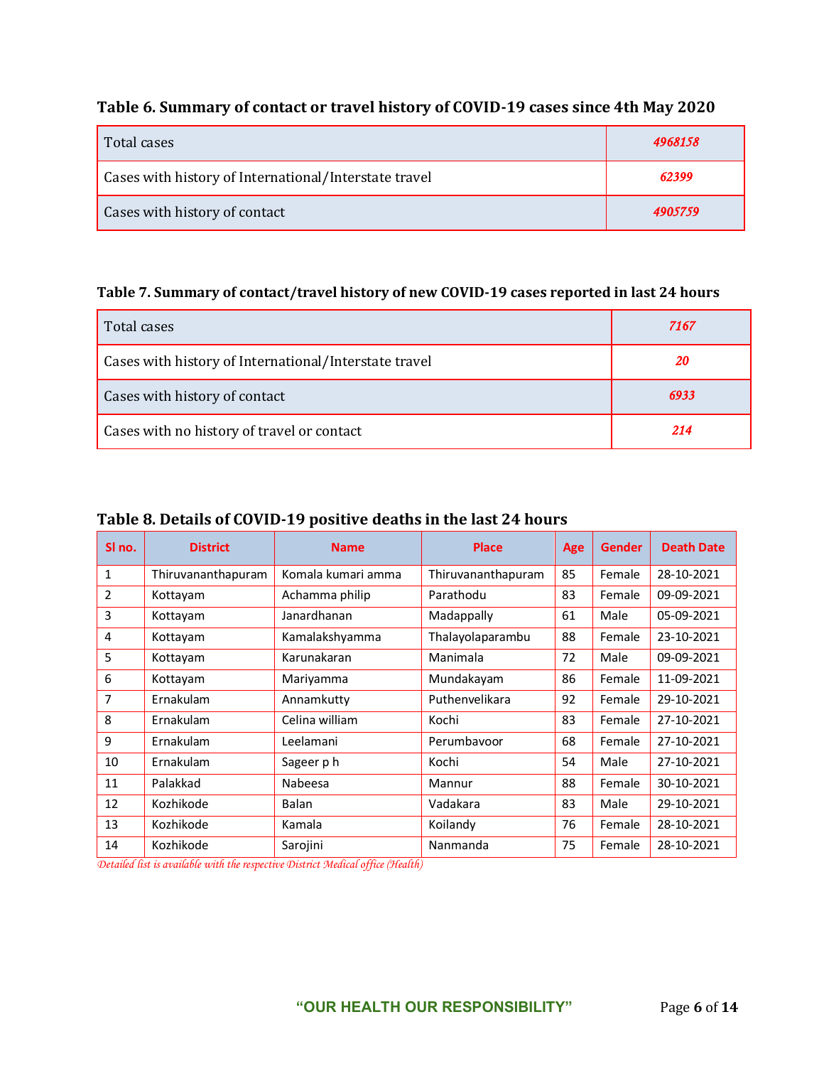### Table 6. Summary of contact or travel history of COVID-19 cases since 4th May 2020

| | |
|---|---|
| Total cases | *4968158* |
| Cases with history of International/Interstate travel | *62399* |
| Cases with history of contact | *4905759* |

### Table 7. Summary of contact/travel history of new COVID-19 cases reported in last 24 hours

| | |
|---|---|
| Total cases | *7167* |
| Cases with history of International/Interstate travel | *20* |
| Cases with history of contact | *6933* |
| Cases with no history of travel or contact | *214* |

### Table 8. Details of COVID-19 positive deaths in the last 24 hours

| Sl no. | District | Name | Place | Age | Gender | Death Date |
|---|---|---|---|---|---|---|
| 1 | Thiruvananthapuram | Komala kumari amma | Thiruvananthapuram | 85 | Female | 28-10-2021 |
| 2 | Kottayam | Achamma philip | Parathodu | 83 | Female | 09-09-2021 |
| 3 | Kottayam | Janardhanan | Madappally | 61 | Male | 05-09-2021 |
| 4 | Kottayam | Kamalakshyamma | Thalayolaparambu | 88 | Female | 23-10-2021 |
| 5 | Kottayam | Karunakaran | Manimala | 72 | Male | 09-09-2021 |
| 6 | Kottayam | Mariyamma | Mundakayam | 86 | Female | 11-09-2021 |
| 7 | Ernakulam | Annamkutty | Puthenvelikara | 92 | Female | 29-10-2021 |
| 8 | Ernakulam | Celina william | Kochi | 83 | Female | 27-10-2021 |
| 9 | Ernakulam | Leelamani | Perumbavoor | 68 | Female | 27-10-2021 |
| 10 | Ernakulam | Sageer p h | Kochi | 54 | Male | 27-10-2021 |
| 11 | Palakkad | Nabeesa | Mannur | 88 | Female | 30-10-2021 |
| 12 | Kozhikode | Balan | Vadakara | 83 | Male | 29-10-2021 |
| 13 | Kozhikode | Kamala | Koilandy | 76 | Female | 28-10-2021 |
| 14 | Kozhikode | Sarojini | Nanmanda | 75 | Female | 28-10-2021 |

*Detailed list is available with the respective District Medical office (Health)*

**"OUR HEALTH OUR RESPONSIBILITY"**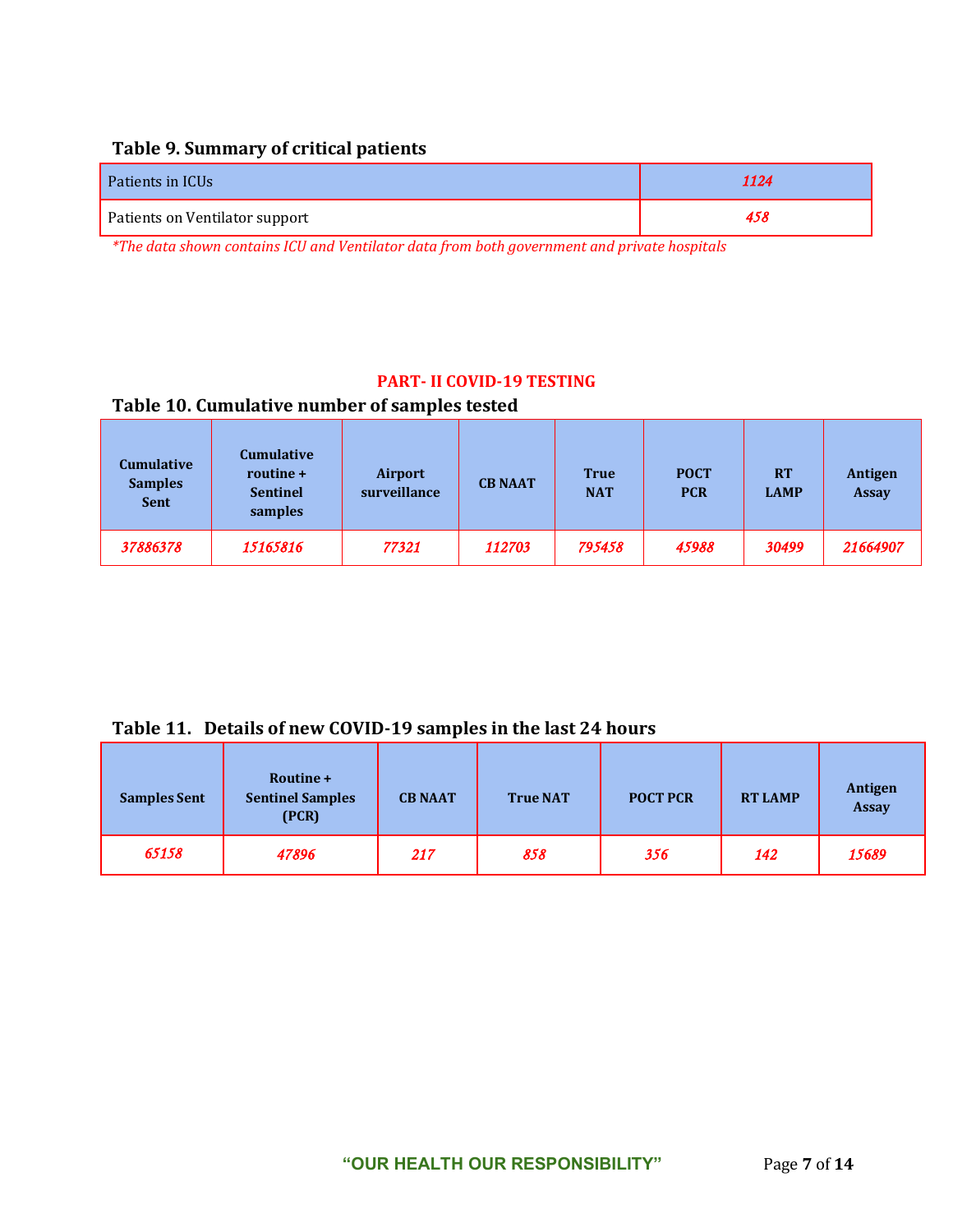### Table 9. Summary of critical patients

| Patients in ICUs | *1124* |
|---|---|
| Patients on Ventilator support | *458* |

*\*The data shown contains ICU and Ventilator data from both government and private hospitals*

## PART- II COVID-19 TESTING

### Table 10. Cumulative number of samples tested

| Cumulative Samples Sent | Cumulative routine + Sentinel samples | Airport surveillance | CB NAAT | True NAT | POCT PCR | RT LAMP | Antigen Assay |
|---|---|---|---|---|---|---|---|
| *37886378* | *15165816* | *77321* | *112703* | *795458* | *45988* | *30499* | *21664907* |

### Table 11. Details of new COVID-19 samples in the last 24 hours

| Samples Sent | Routine + Sentinel Samples (PCR) | CB NAAT | True NAT | POCT PCR | RT LAMP | Antigen Assay |
|---|---|---|---|---|---|---|
| *65158* | *47896* | *217* | *858* | *356* | *142* | *15689* |

**"OUR HEALTH OUR RESPONSIBILITY"**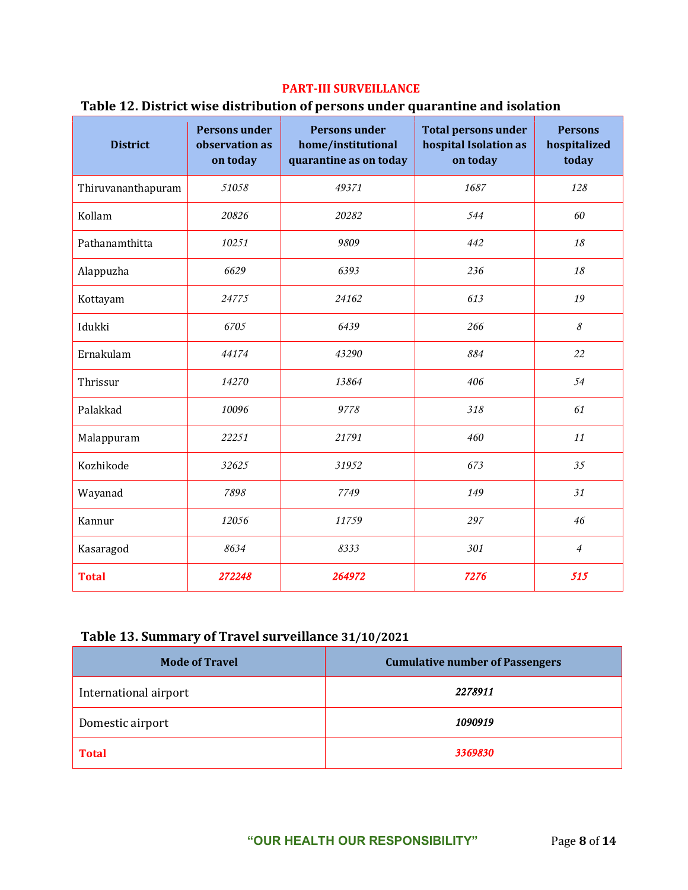## PART-III SURVEILLANCE

### Table 12. District wise distribution of persons under quarantine and isolation

| District | Persons under observation as on today | Persons under home/institutional quarantine as on today | Total persons under hospital Isolation as on today | Persons hospitalized today |
|---|---|---|---|---|
| Thiruvananthapuram | 51058 | 49371 | 1687 | 128 |
| Kollam | 20826 | 20282 | 544 | 60 |
| Pathanamthitta | 10251 | 9809 | 442 | 18 |
| Alappuzha | 6629 | 6393 | 236 | 18 |
| Kottayam | 24775 | 24162 | 613 | 19 |
| Idukki | 6705 | 6439 | 266 | 8 |
| Ernakulam | 44174 | 43290 | 884 | 22 |
| Thrissur | 14270 | 13864 | 406 | 54 |
| Palakkad | 10096 | 9778 | 318 | 61 |
| Malappuram | 22251 | 21791 | 460 | 11 |
| Kozhikode | 32625 | 31952 | 673 | 35 |
| Wayanad | 7898 | 7749 | 149 | 31 |
| Kannur | 12056 | 11759 | 297 | 46 |
| Kasaragod | 8634 | 8333 | 301 | 4 |
| **Total** | **272248** | **264972** | **7276** | **515** |

### Table 13. Summary of Travel surveillance 31/10/2021

| Mode of Travel | Cumulative number of Passengers |
|---|---|
| International airport | 2278911 |
| Domestic airport | 1090919 |
| **Total** | **3369830** |

"OUR HEALTH OUR RESPONSIBILITY"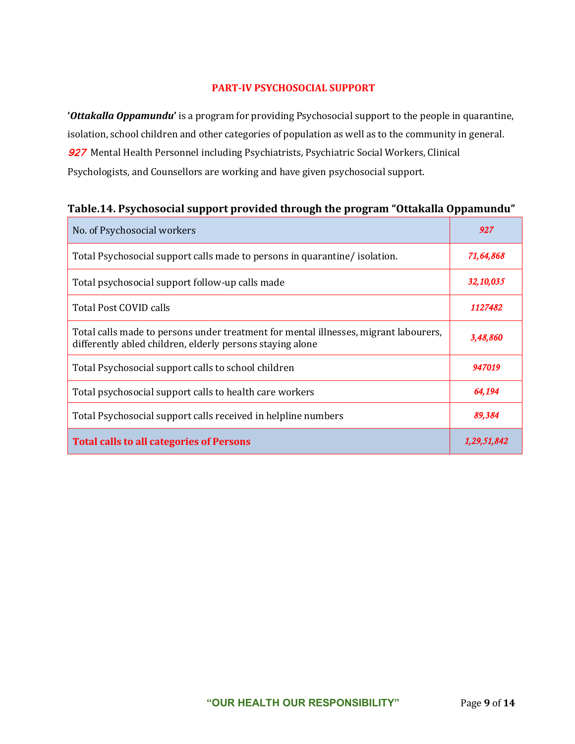## PART-IV PSYCHOSOCIAL SUPPORT

'***Ottakalla Oppamundu***' is a program for providing Psychosocial support to the people in quarantine, isolation, school children and other categories of population as well as to the community in general. 927 Mental Health Personnel including Psychiatrists, Psychiatric Social Workers, Clinical Psychologists, and Counsellors are working and have given psychosocial support.

**Table.14. Psychosocial support provided through the program "Ottakalla Oppamundu"**

| No. of Psychosocial workers | 927 |
|---|---|
| Total Psychosocial support calls made to persons in quarantine/ isolation. | 71,64,868 |
| Total psychosocial support follow-up calls made | 32,10,035 |
| Total Post COVID calls | 1127482 |
| Total calls made to persons under treatment for mental illnesses, migrant labourers, differently abled children, elderly persons staying alone | 3,48,860 |
| Total Psychosocial support calls to school children | 947019 |
| Total psychosocial support calls to health care workers | 64,194 |
| Total Psychosocial support calls received in helpline numbers | 89,384 |
| **Total calls to all categories of Persons** | **1,29,51,842** |

"OUR HEALTH OUR RESPONSIBILITY"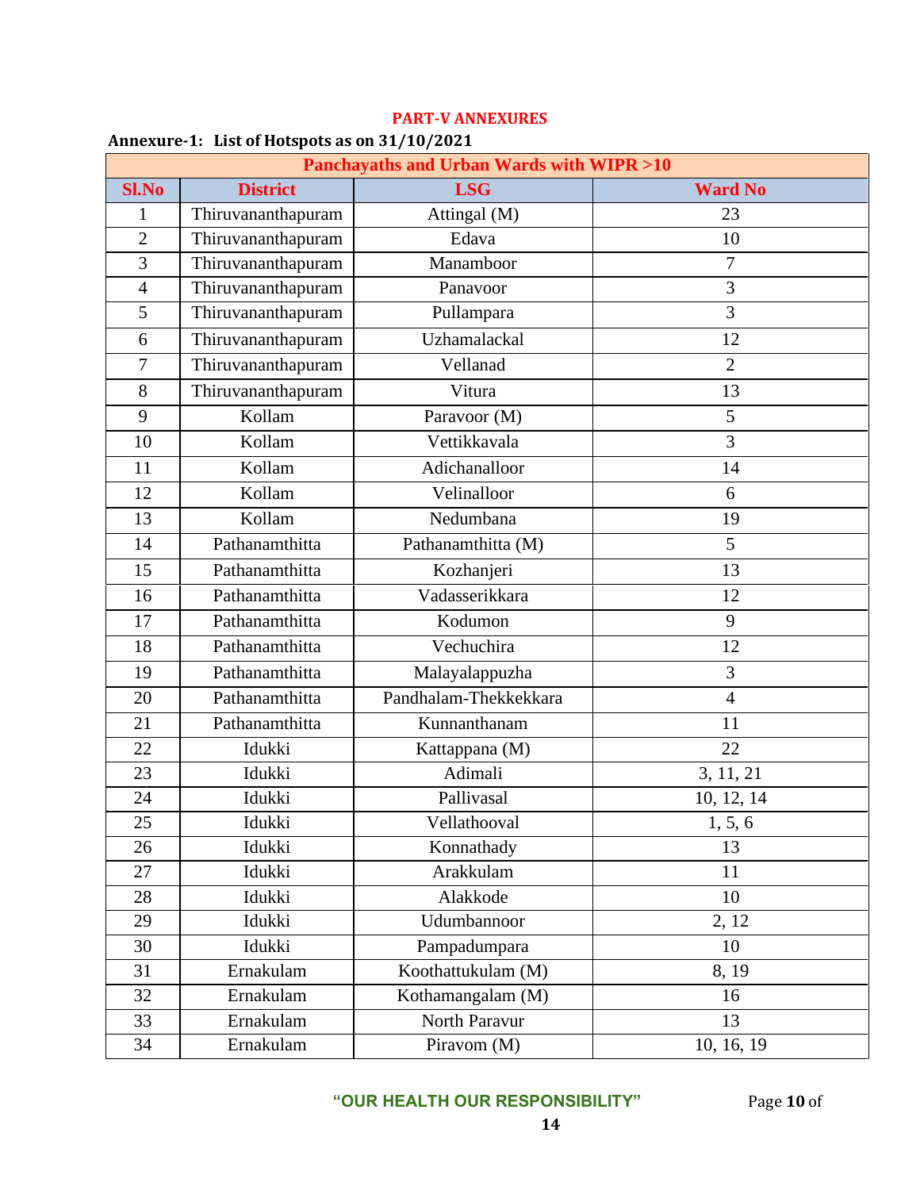## PART-V ANNEXURES

### Annexure-1: List of Hotspots as on 31/10/2021

| Panchayaths and Urban Wards with WIPR >10 | | | |
|---|---|---|---|
| **Sl.No** | **District** | **LSG** | **Ward No** |
| 1 | Thiruvananthapuram | Attingal (M) | 23 |
| 2 | Thiruvananthapuram | Edava | 10 |
| 3 | Thiruvananthapuram | Manamboor | 7 |
| 4 | Thiruvananthapuram | Panavoor | 3 |
| 5 | Thiruvananthapuram | Pullampara | 3 |
| 6 | Thiruvananthapuram | Uzhamalackal | 12 |
| 7 | Thiruvananthapuram | Vellanad | 2 |
| 8 | Thiruvananthapuram | Vitura | 13 |
| 9 | Kollam | Paravoor (M) | 5 |
| 10 | Kollam | Vettikkavala | 3 |
| 11 | Kollam | Adichanalloor | 14 |
| 12 | Kollam | Velinalloor | 6 |
| 13 | Kollam | Nedumbana | 19 |
| 14 | Pathanamthitta | Pathanamthitta (M) | 5 |
| 15 | Pathanamthitta | Kozhanjeri | 13 |
| 16 | Pathanamthitta | Vadasserikkara | 12 |
| 17 | Pathanamthitta | Kodumon | 9 |
| 18 | Pathanamthitta | Vechuchira | 12 |
| 19 | Pathanamthitta | Malayalappuzha | 3 |
| 20 | Pathanamthitta | Pandhalam-Thekkekkara | 4 |
| 21 | Pathanamthitta | Kunnanthanam | 11 |
| 22 | Idukki | Kattappana (M) | 22 |
| 23 | Idukki | Adimali | 3, 11, 21 |
| 24 | Idukki | Pallivasal | 10, 12, 14 |
| 25 | Idukki | Vellathooval | 1, 5, 6 |
| 26 | Idukki | Konnathady | 13 |
| 27 | Idukki | Arakkulam | 11 |
| 28 | Idukki | Alakkode | 10 |
| 29 | Idukki | Udumbannoor | 2, 12 |
| 30 | Idukki | Pampadumpara | 10 |
| 31 | Ernakulam | Koothattukulam (M) | 8, 19 |
| 32 | Ernakulam | Kothamangalam (M) | 16 |
| 33 | Ernakulam | North Paravur | 13 |
| 34 | Ernakulam | Piravom (M) | 10, 16, 19 |

**"OUR HEALTH OUR RESPONSIBILITY"**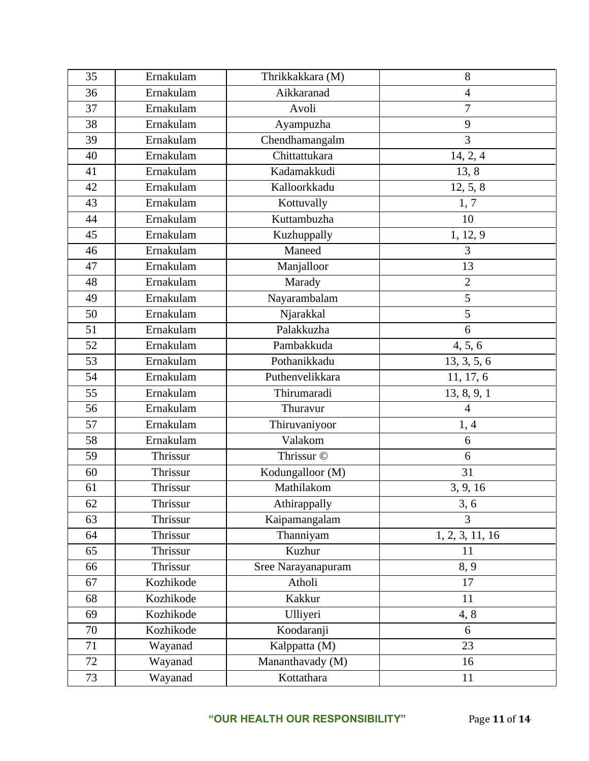| 35 | Ernakulam | Thrikkakkara (M) | 8 |
|---|---|---|---|
| 36 | Ernakulam | Aikkaranad | 4 |
| 37 | Ernakulam | Avoli | 7 |
| 38 | Ernakulam | Ayampuzha | 9 |
| 39 | Ernakulam | Chendhamangalm | 3 |
| 40 | Ernakulam | Chittattukara | 14, 2, 4 |
| 41 | Ernakulam | Kadamakkudi | 13, 8 |
| 42 | Ernakulam | Kalloorkkadu | 12, 5, 8 |
| 43 | Ernakulam | Kottuvally | 1, 7 |
| 44 | Ernakulam | Kuttambuzha | 10 |
| 45 | Ernakulam | Kuzhuppally | 1, 12, 9 |
| 46 | Ernakulam | Maneed | 3 |
| 47 | Ernakulam | Manjalloor | 13 |
| 48 | Ernakulam | Marady | 2 |
| 49 | Ernakulam | Nayarambalam | 5 |
| 50 | Ernakulam | Njarakkal | 5 |
| 51 | Ernakulam | Palakkuzha | 6 |
| 52 | Ernakulam | Pambakkuda | 4, 5, 6 |
| 53 | Ernakulam | Pothanikkadu | 13, 3, 5, 6 |
| 54 | Ernakulam | Puthenvelikkara | 11, 17, 6 |
| 55 | Ernakulam | Thirumaradi | 13, 8, 9, 1 |
| 56 | Ernakulam | Thuravur | 4 |
| 57 | Ernakulam | Thiruvaniyoor | 1, 4 |
| 58 | Ernakulam | Valakom | 6 |
| 59 | Thrissur | Thrissur © | 6 |
| 60 | Thrissur | Kodungalloor (M) | 31 |
| 61 | Thrissur | Mathilakom | 3, 9, 16 |
| 62 | Thrissur | Athirappally | 3, 6 |
| 63 | Thrissur | Kaipamangalam | 3 |
| 64 | Thrissur | Thanniyam | 1, 2, 3, 11, 16 |
| 65 | Thrissur | Kuzhur | 11 |
| 66 | Thrissur | Sree Narayanapuram | 8, 9 |
| 67 | Kozhikode | Atholi | 17 |
| 68 | Kozhikode | Kakkur | 11 |
| 69 | Kozhikode | Ulliyeri | 4, 8 |
| 70 | Kozhikode | Koodaranji | 6 |
| 71 | Wayanad | Kalppatta (M) | 23 |
| 72 | Wayanad | Mananthavady (M) | 16 |
| 73 | Wayanad | Kottathara | 11 |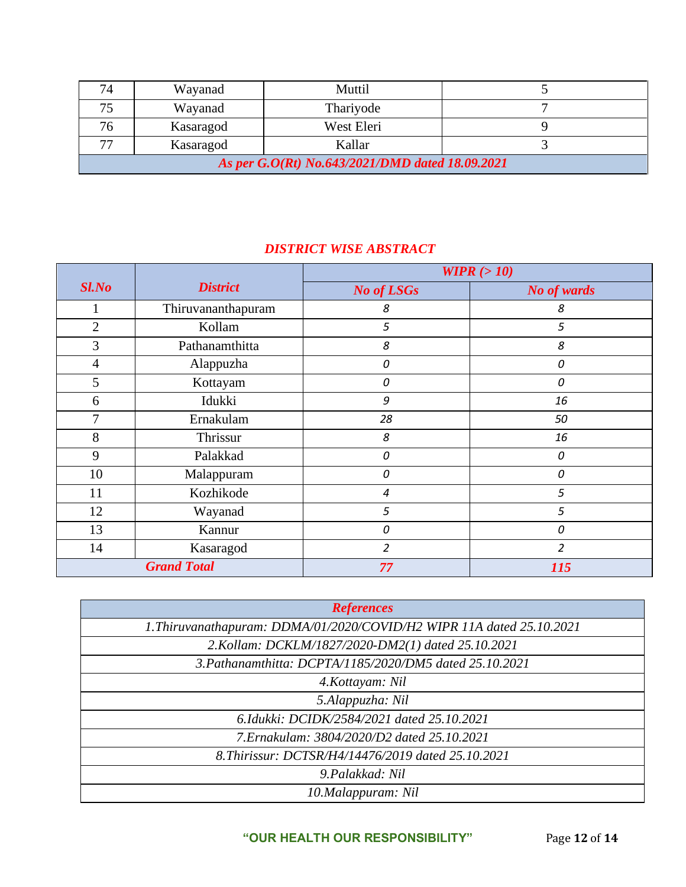| 74 | Wayanad | Muttil | 5 |
|---|---|---|---|
| 75 | Wayanad | Thariyode | 7 |
| 76 | Kasaragod | West Eleri | 9 |
| 77 | Kasaragod | Kallar | 3 |
| ***As per G.O(Rt) No.643/2021/DMD dated 18.09.2021*** | | | |

## *DISTRICT WISE ABSTRACT*

| ***Sl.No*** | ***District*** | ***WIPR (> 10)*** | |
|---|---|---|---|
| | | ***No of LSGs*** | ***No of wards*** |
| 1 | Thiruvananthapuram | *8* | *8* |
| 2 | Kollam | *5* | *5* |
| 3 | Pathanamthitta | *8* | *8* |
| 4 | Alappuzha | *0* | *0* |
| 5 | Kottayam | *0* | *0* |
| 6 | Idukki | *9* | *16* |
| 7 | Ernakulam | *28* | *50* |
| 8 | Thrissur | *8* | *16* |
| 9 | Palakkad | *0* | *0* |
| 10 | Malappuram | *0* | *0* |
| 11 | Kozhikode | *4* | *5* |
| 12 | Wayanad | *5* | *5* |
| 13 | Kannur | *0* | *0* |
| 14 | Kasaragod | *2* | *2* |
| ***Grand Total*** | | ***77*** | ***115*** |

| ***References*** |
|---|
| *1.Thiruvanathapuram: DDMA/01/2020/COVID/H2 WIPR 11A dated 25.10.2021* |
| *2.Kollam: DCKLM/1827/2020-DM2(1) dated 25.10.2021* |
| *3.Pathanamthitta: DCPTA/1185/2020/DM5 dated 25.10.2021* |
| *4.Kottayam: Nil* |
| *5.Alappuzha: Nil* |
| *6.Idukki: DCIDK/2584/2021 dated 25.10.2021* |
| *7.Ernakulam: 3804/2020/D2 dated 25.10.2021* |
| *8.Thirissur: DCTSR/H4/14476/2019 dated 25.10.2021* |
| *9.Palakkad: Nil* |
| *10.Malappuram: Nil* |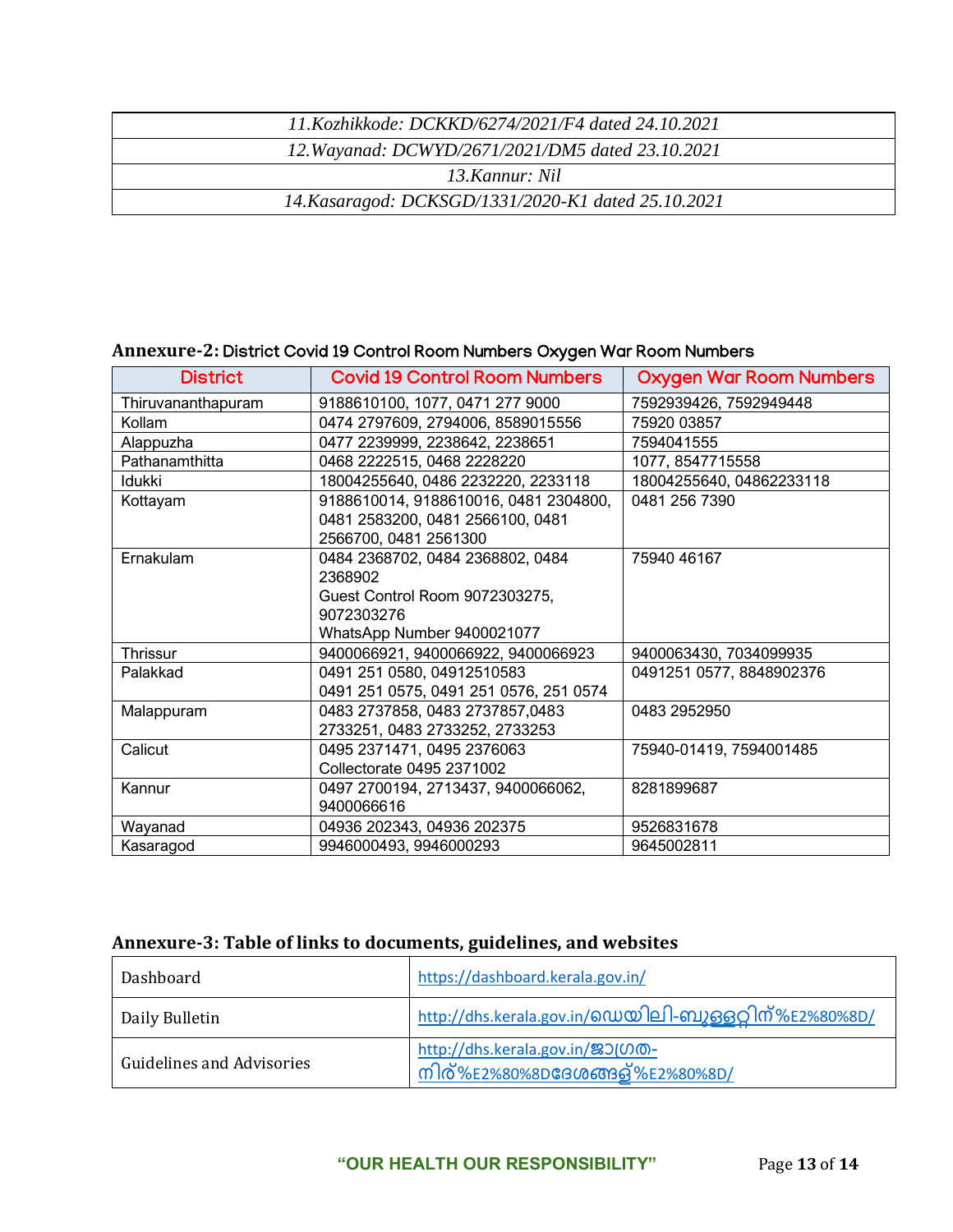| *11.Kozhikkode: DCKKD/6274/2021/F4 dated 24.10.2021* |
|---|
| *12.Wayanad: DCWYD/2671/2021/DM5 dated 23.10.2021* |
| *13.Kannur: Nil* |
| *14.Kasaragod: DCKSGD/1331/2020-K1 dated 25.10.2021* |

**Annexure-2:** District Covid 19 Control Room Numbers Oxygen War Room Numbers

| District | Covid 19 Control Room Numbers | Oxygen War Room Numbers |
|---|---|---|
| Thiruvananthapuram | 9188610100, 1077, 0471 277 9000 | 7592939426, 7592949448 |
| Kollam | 0474 2797609, 2794006, 8589015556 | 75920 03857 |
| Alappuzha | 0477 2239999, 2238642, 2238651 | 7594041555 |
| Pathanamthitta | 0468 2222515, 0468 2228220 | 1077, 8547715558 |
| Idukki | 18004255640, 0486 2232220, 2233118 | 18004255640, 04862233118 |
| Kottayam | 9188610014, 9188610016, 0481 2304800, 0481 2583200, 0481 2566100, 0481 2566700, 0481 2561300 | 0481 256 7390 |
| Ernakulam | 0484 2368702, 0484 2368802, 0484 2368902<br>Guest Control Room 9072303275, 9072303276<br>WhatsApp Number 9400021077 | 75940 46167 |
| Thrissur | 9400066921, 9400066922, 9400066923 | 9400063430, 7034099935 |
| Palakkad | 0491 251 0580, 04912510583<br>0491 251 0575, 0491 251 0576, 251 0574 | 0491251 0577, 8848902376 |
| Malappuram | 0483 2737858, 0483 2737857,0483 2733251, 0483 2733252, 2733253 | 0483 2952950 |
| Calicut | 0495 2371471, 0495 2376063<br>Collectorate 0495 2371002 | 75940-01419, 7594001485 |
| Kannur | 0497 2700194, 2713437, 9400066062, 9400066616 | 8281899687 |
| Wayanad | 04936 202343, 04936 202375 | 9526831678 |
| Kasaragod | 9946000493, 9946000293 | 9645002811 |

**Annexure-3: Table of links to documents, guidelines, and websites**

| Dashboard | https://dashboard.kerala.gov.in/ |
|---|---|
| Daily Bulletin | http://dhs.kerala.gov.in/ഡെയിലി-ബുള്ളറ്റിന്%E2%80%8D/ |
| Guidelines and Advisories | http://dhs.kerala.gov.in/ജാഗ്രത-നിര്%E2%80%8Dദേശങ്ങള്%E2%80%8D/ |

"OUR HEALTH OUR RESPONSIBILITY"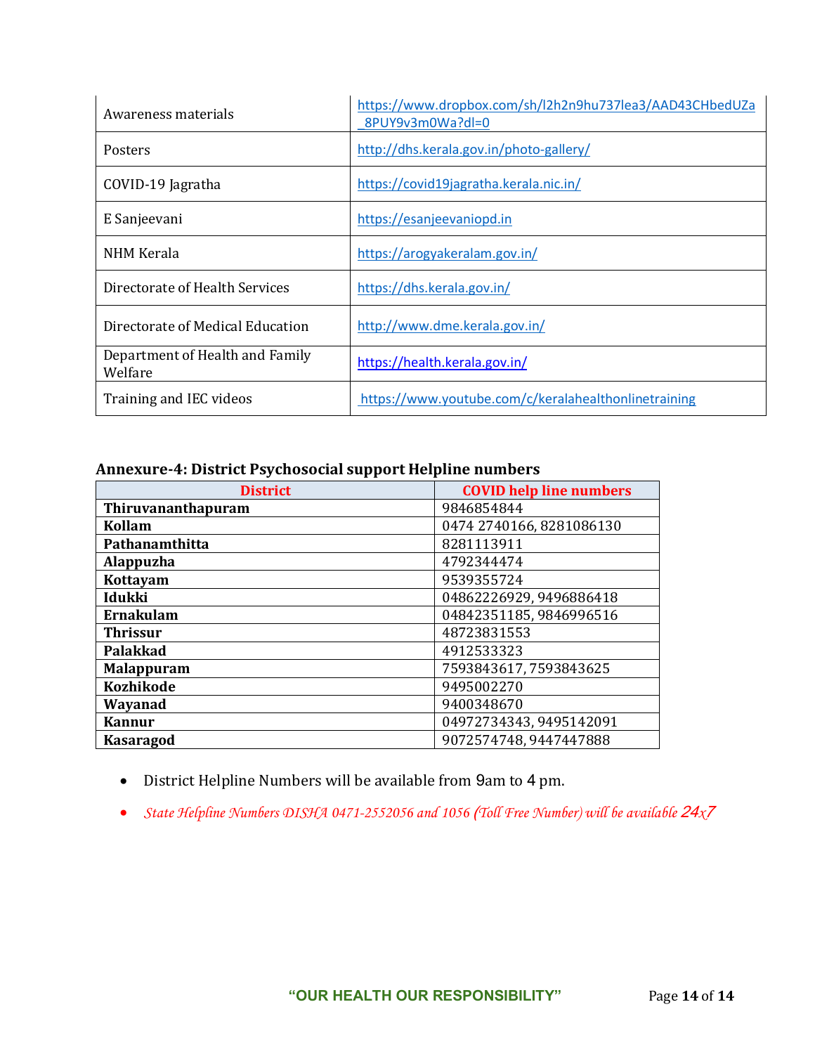| | |
|---|---|
| Awareness materials | https://www.dropbox.com/sh/l2h2n9hu737lea3/AAD43CHbedUZa_8PUY9v3m0Wa?dl=0 |
| Posters | http://dhs.kerala.gov.in/photo-gallery/ |
| COVID-19 Jagratha | https://covid19jagratha.kerala.nic.in/ |
| E Sanjeevani | https://esanjeevaniopd.in |
| NHM Kerala | https://arogyakeralam.gov.in/ |
| Directorate of Health Services | https://dhs.kerala.gov.in/ |
| Directorate of Medical Education | http://www.dme.kerala.gov.in/ |
| Department of Health and Family Welfare | https://health.kerala.gov.in/ |
| Training and IEC videos | https://www.youtube.com/c/keralahealthonlinetraining |

## Annexure-4: District Psychosocial support Helpline numbers

| District | COVID help line numbers |
|---|---|
| **Thiruvananthapuram** | 9846854844 |
| **Kollam** | 0474 2740166, 8281086130 |
| **Pathanamthitta** | 8281113911 |
| **Alappuzha** | 4792344474 |
| **Kottayam** | 9539355724 |
| **Idukki** | 04862226929, 9496886418 |
| **Ernakulam** | 04842351185, 9846996516 |
| **Thrissur** | 48723831553 |
| **Palakkad** | 4912533323 |
| **Malappuram** | 7593843617, 7593843625 |
| **Kozhikode** | 9495002270 |
| **Wayanad** | 9400348670 |
| **Kannur** | 04972734343, 9495142091 |
| **Kasaragod** | 9072574748, 9447447888 |

- District Helpline Numbers will be available from 9am to 4 pm.
- *State Helpline Numbers DISHA 0471-2552056 and 1056 (Toll Free Number) will be available 24x7*

**"OUR HEALTH OUR RESPONSIBILITY"**